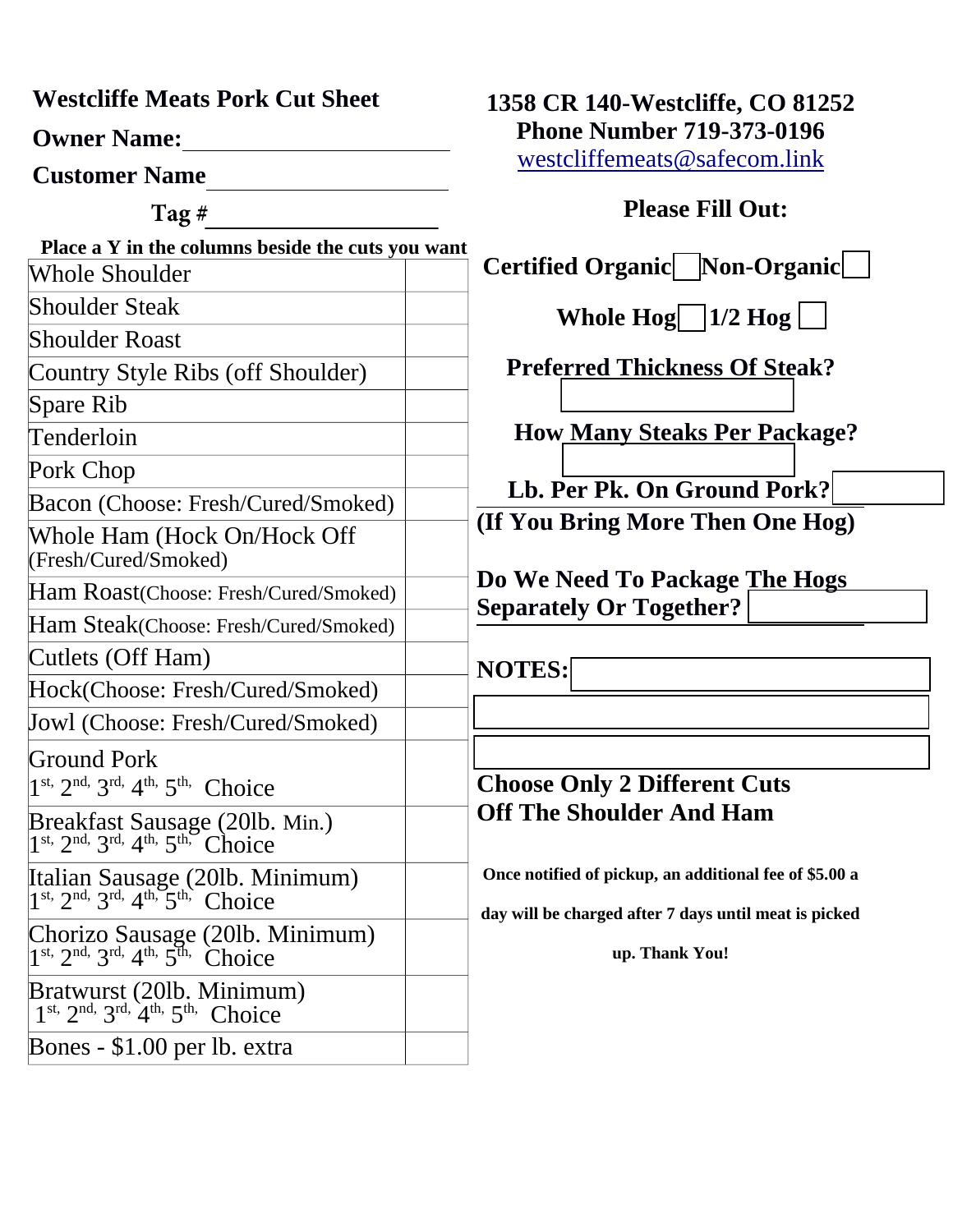# Westcliffe Meats Pork Cut Sheet

**Owner Name:** ______________________

**Customer Name** ______________________

**Tag #** ______________________

**Place a Y in the columns beside the cuts you want**

| Cut | Y |
|---|---|
| Whole Shoulder | |
| Shoulder Steak | |
| Shoulder Roast | |
| Country Style Ribs (off Shoulder) | |
| Spare Rib | |
| Tenderloin | |
| Pork Chop | |
| Bacon (Choose: Fresh/Cured/Smoked) | |
| Whole Ham (Hock On/Hock Off (Fresh/Cured/Smoked) | |
| Ham Roast(Choose: Fresh/Cured/Smoked) | |
| Ham Steak(Choose: Fresh/Cured/Smoked) | |
| Cutlets (Off Ham) | |
| Hock(Choose: Fresh/Cured/Smoked) | |
| Jowl (Choose: Fresh/Cured/Smoked) | |
| Ground Pork 1st, 2nd, 3rd, 4th, 5th, Choice | |
| Breakfast Sausage (20lb. Min.) 1st, 2nd, 3rd, 4th, 5th, Choice | |
| Italian Sausage (20lb. Minimum) 1st, 2nd, 3rd, 4th, 5th, Choice | |
| Chorizo Sausage (20lb. Minimum) 1st, 2nd, 3rd, 4th, 5th, Choice | |
| Bratwurst (20lb. Minimum) 1st, 2nd, 3rd, 4th, 5th, Choice | |
| Bones - $1.00 per lb. extra | |

**1358 CR 140-Westcliffe, CO 81252**
**Phone Number 719-373-0196**
westcliffemeats@safecom.link

**Please Fill Out:**

**Certified Organic** ☐ **Non-Organic** ☐

**Whole Hog** ☐ **1/2 Hog** ☐

**Preferred Thickness Of Steak?** ______

**How Many Steaks Per Package?** ______

**Lb. Per Pk. On Ground Pork?** ______

**(If You Bring More Then One Hog)**

**Do We Need To Package The Hogs Separately Or Together?** ______

**NOTES:** ______

**Choose Only 2 Different Cuts Off The Shoulder And Ham**

**Once notified of pickup, an additional fee of $5.00 a day will be charged after 7 days until meat is picked up. Thank You!**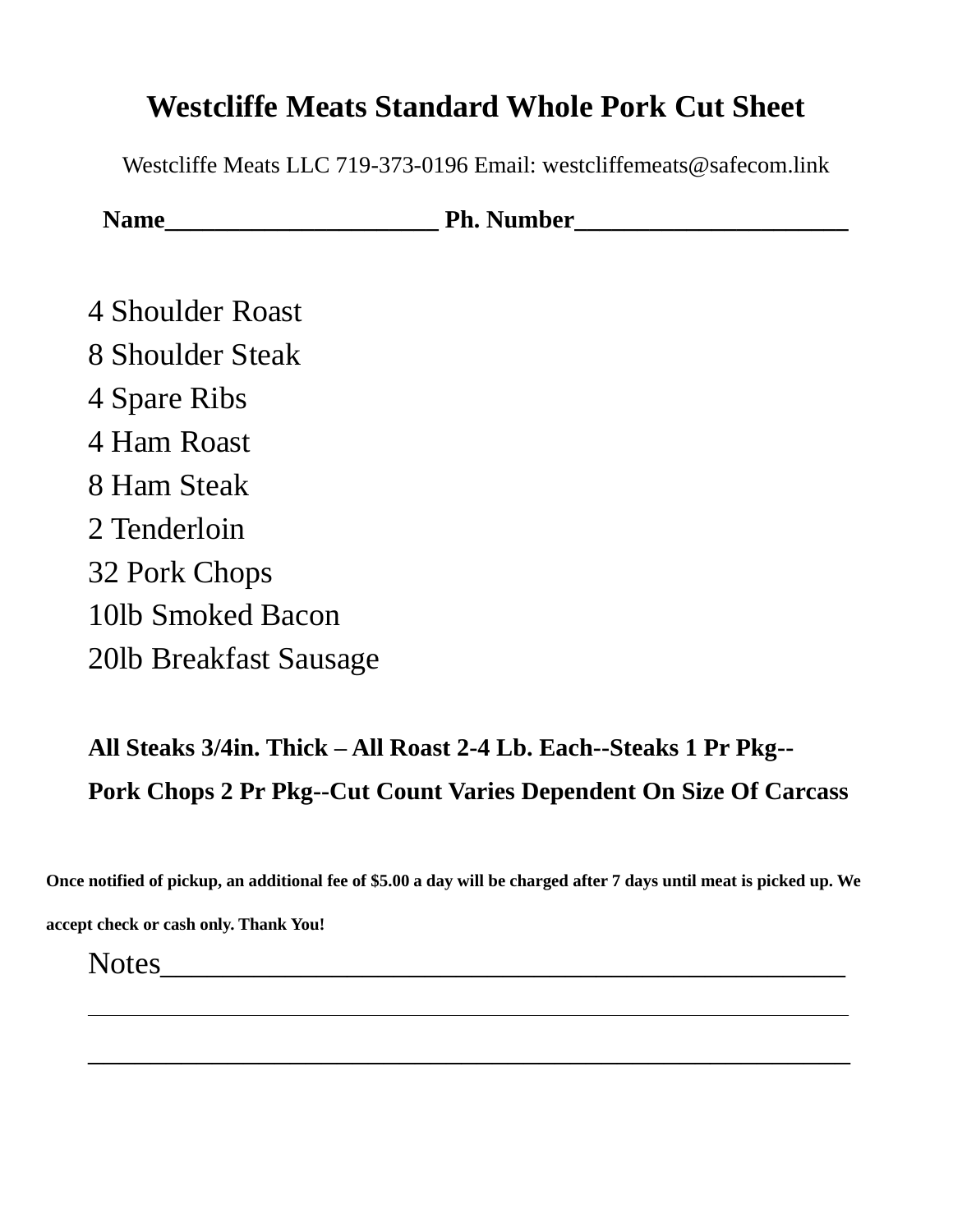# Westcliffe Meats Standard Whole Pork Cut Sheet

Westcliffe Meats LLC 719-373-0196 Email: westcliffemeats@safecom.link

**Name______________________ Ph. Number_____________________**

4 Shoulder Roast
8 Shoulder Steak
4 Spare Ribs
4 Ham Roast
8 Ham Steak
2 Tenderloin
32 Pork Chops
10lb Smoked Bacon
20lb Breakfast Sausage

**All Steaks 3/4in. Thick – All Roast 2-4 Lb. Each--Steaks 1 Pr Pkg--Pork Chops 2 Pr Pkg--Cut Count Varies Dependent On Size Of Carcass**

**Once notified of pickup, an additional fee of $5.00 a day will be charged after 7 days until meat is picked up. We accept check or cash only. Thank You!**

Notes_________________________________________________

______________________________________________________

______________________________________________________